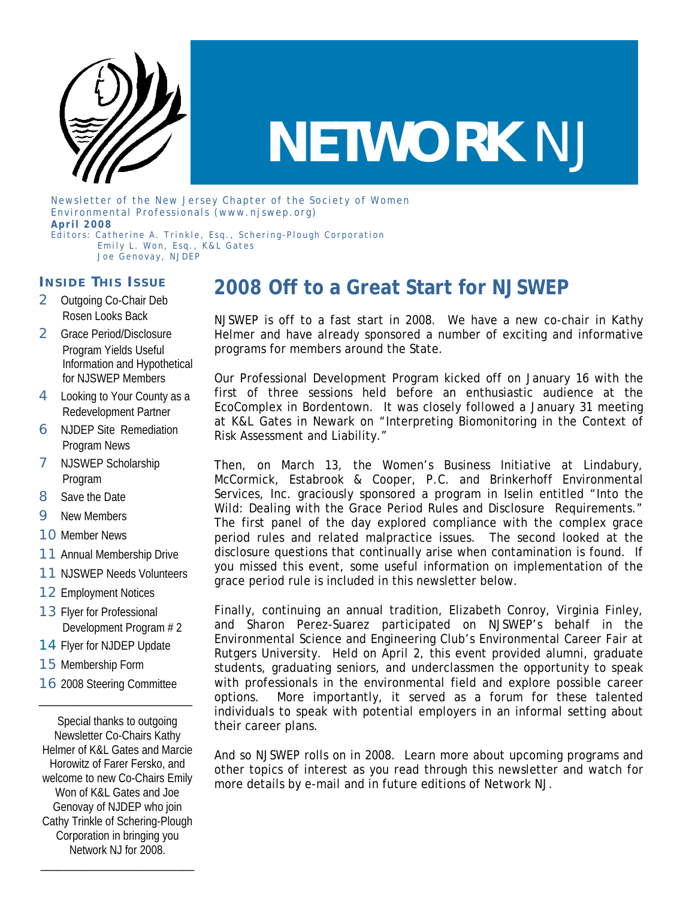# NETWORK NJ

Newsletter of the New Jersey Chapter of the Society of Women Environmental Professionals (www.njswep.org)

**April 2008**

Editors: Catherine A. Trinkle, Esq., Schering-Plough Corporation
Emily L. Won, Esq., K&L Gates
Joe Genovay, NJDEP

### INSIDE THIS ISSUE

- 2 Outgoing Co-Chair Deb Rosen Looks Back
- 2 Grace Period/Disclosure Program Yields Useful Information and Hypothetical for NJSWEP Members
- 4 Looking to Your County as a Redevelopment Partner
- 6 NJDEP Site Remediation Program News
- 7 NJSWEP Scholarship Program
- 8 Save the Date
- 9 New Members
- 10 Member News
- 11 Annual Membership Drive
- 11 NJSWEP Needs Volunteers
- 12 Employment Notices
- 13 Flyer for Professional Development Program # 2
- 14 Flyer for NJDEP Update
- 15 Membership Form
- 16 2008 Steering Committee

Special thanks to outgoing Newsletter Co-Chairs Kathy Helmer of K&L Gates and Marcie Horowitz of Farer Fersko, and welcome to new Co-Chairs Emily Won of K&L Gates and Joe Genovay of NJDEP who join Cathy Trinkle of Schering-Plough Corporation in bringing you Network NJ for 2008.

## 2008 Off to a Great Start for NJSWEP

NJSWEP is off to a fast start in 2008. We have a new co-chair in Kathy Helmer and have already sponsored a number of exciting and informative programs for members around the State.

Our Professional Development Program kicked off on January 16 with the first of three sessions held before an enthusiastic audience at the EcoComplex in Bordentown. It was closely followed a January 31 meeting at K&L Gates in Newark on "Interpreting Biomonitoring in the Context of Risk Assessment and Liability."

Then, on March 13, the Women's Business Initiative at Lindabury, McCormick, Estabrook & Cooper, P.C. and Brinkerhoff Environmental Services, Inc. graciously sponsored a program in Iselin entitled "Into the Wild: Dealing with the Grace Period Rules and Disclosure Requirements." The first panel of the day explored compliance with the complex grace period rules and related malpractice issues. The second looked at the disclosure questions that continually arise when contamination is found. If you missed this event, some useful information on implementation of the grace period rule is included in this newsletter below.

Finally, continuing an annual tradition, Elizabeth Conroy, Virginia Finley, and Sharon Perez-Suarez participated on NJSWEP's behalf in the Environmental Science and Engineering Club's Environmental Career Fair at Rutgers University. Held on April 2, this event provided alumni, graduate students, graduating seniors, and underclassmen the opportunity to speak with professionals in the environmental field and explore possible career options. More importantly, it served as a forum for these talented individuals to speak with potential employers in an informal setting about their career plans.

And so NJSWEP rolls on in 2008. Learn more about upcoming programs and other topics of interest as you read through this newsletter and watch for more details by e-mail and in future editions of Network NJ.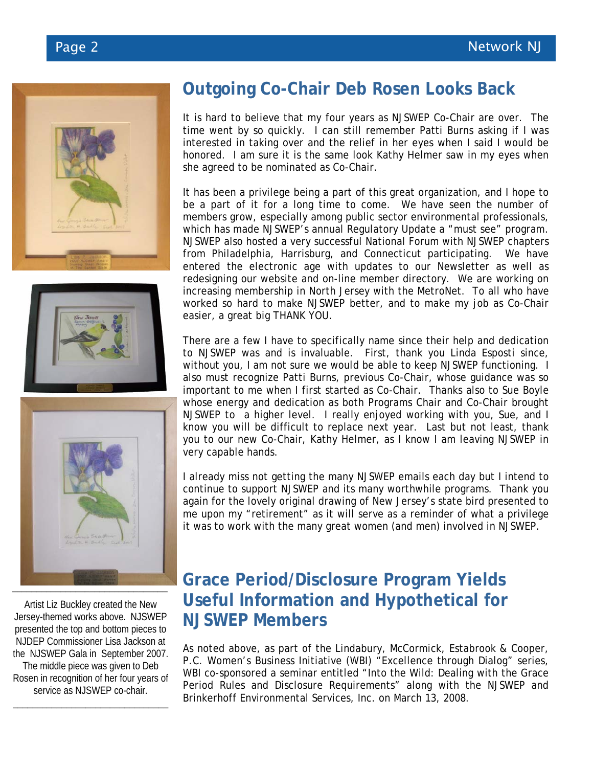## Outgoing Co-Chair Deb Rosen Looks Back

It is hard to believe that my four years as NJSWEP Co-Chair are over. The time went by so quickly. I can still remember Patti Burns asking if I was interested in taking over and the relief in her eyes when I said I would be honored. I am sure it is the same look Kathy Helmer saw in my eyes when she agreed to be nominated as Co-Chair.

It has been a privilege being a part of this great organization, and I hope to be a part of it for a long time to come. We have seen the number of members grow, especially among public sector environmental professionals, which has made NJSWEP's annual Regulatory Update a "must see" program. NJSWEP also hosted a very successful National Forum with NJSWEP chapters from Philadelphia, Harrisburg, and Connecticut participating. We have entered the electronic age with updates to our Newsletter as well as redesigning our website and on-line member directory. We are working on increasing membership in North Jersey with the MetroNet. To all who have worked so hard to make NJSWEP better, and to make my job as Co-Chair easier, a great big THANK YOU.

There are a few I have to specifically name since their help and dedication to NJSWEP was and is invaluable. First, thank you Linda Esposti since, without you, I am not sure we would be able to keep NJSWEP functioning. I also must recognize Patti Burns, previous Co-Chair, whose guidance was so important to me when I first started as Co-Chair. Thanks also to Sue Boyle whose energy and dedication as both Programs Chair and Co-Chair brought NJSWEP to a higher level. I really enjoyed working with you, Sue, and I know you will be difficult to replace next year. Last but not least, thank you to our new Co-Chair, Kathy Helmer, as I know I am leaving NJSWEP in very capable hands.

I already miss not getting the many NJSWEP emails each day but I intend to continue to support NJSWEP and its many worthwhile programs. Thank you again for the lovely original drawing of New Jersey's state bird presented to me upon my "retirement" as it will serve as a reminder of what a privilege it was to work with the many great women (and men) involved in NJSWEP.

Artist Liz Buckley created the New Jersey-themed works above. NJSWEP presented the top and bottom pieces to NJDEP Commissioner Lisa Jackson at the NJSWEP Gala in September 2007. The middle piece was given to Deb Rosen in recognition of her four years of service as NJSWEP co-chair.

## Grace Period/Disclosure Program Yields Useful Information and Hypothetical for NJSWEP Members

As noted above, as part of the Lindabury, McCormick, Estabrook & Cooper, P.C. Women's Business Initiative (WBI) "Excellence through Dialog" series, WBI co-sponsored a seminar entitled "Into the Wild: Dealing with the Grace Period Rules and Disclosure Requirements" along with the NJSWEP and Brinkerhoff Environmental Services, Inc. on March 13, 2008.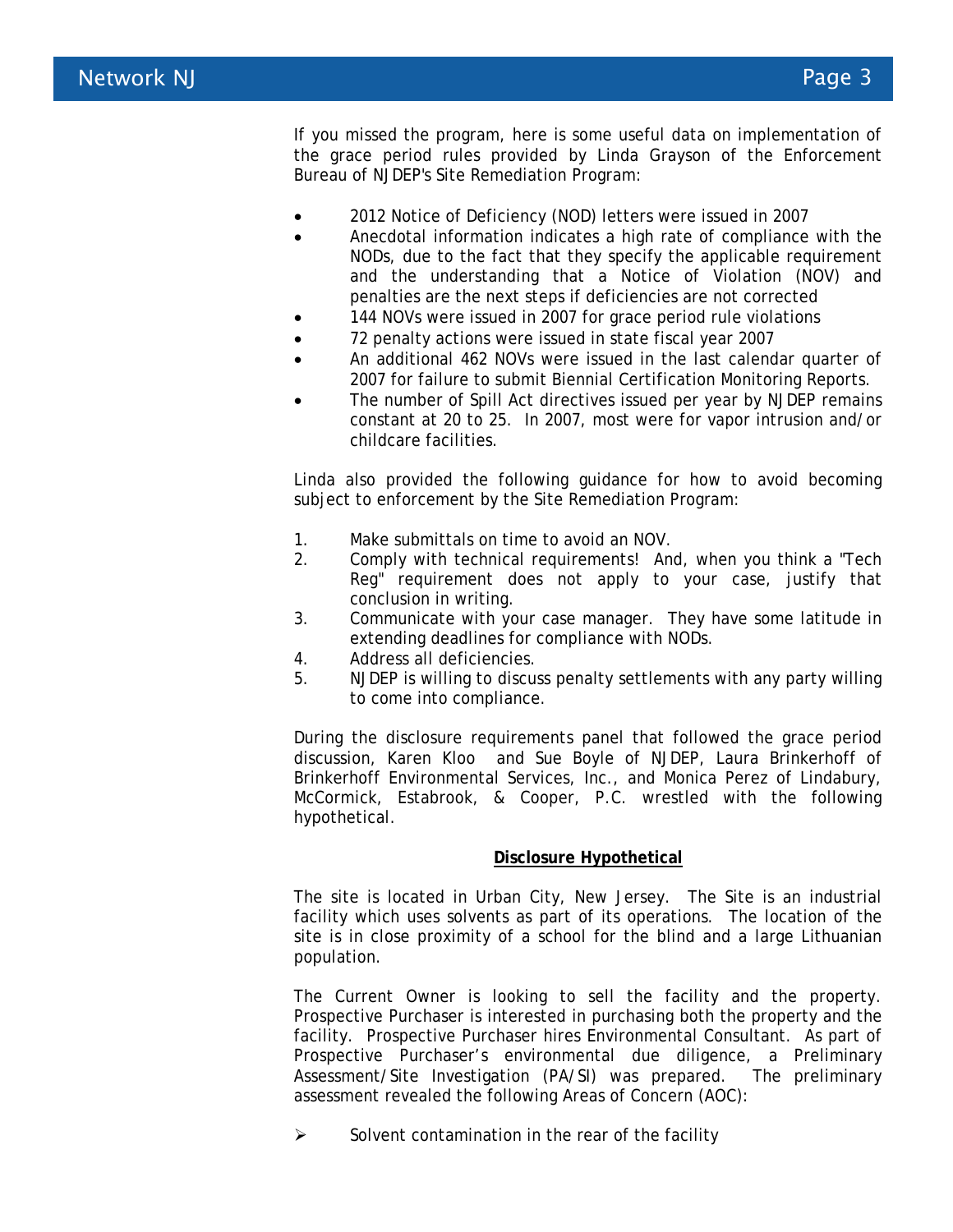If you missed the program, here is some useful data on implementation of the grace period rules provided by Linda Grayson of the Enforcement Bureau of NJDEP's Site Remediation Program:

- 2012 Notice of Deficiency (NOD) letters were issued in 2007
- Anecdotal information indicates a high rate of compliance with the NODs, due to the fact that they specify the applicable requirement and the understanding that a Notice of Violation (NOV) and penalties are the next steps if deficiencies are not corrected
- 144 NOVs were issued in 2007 for grace period rule violations
- 72 penalty actions were issued in state fiscal year 2007
- An additional 462 NOVs were issued in the last calendar quarter of 2007 for failure to submit Biennial Certification Monitoring Reports.
- The number of Spill Act directives issued per year by NJDEP remains constant at 20 to 25. In 2007, most were for vapor intrusion and/or childcare facilities.

Linda also provided the following guidance for how to avoid becoming subject to enforcement by the Site Remediation Program:

1. Make submittals on time to avoid an NOV.
2. Comply with technical requirements! And, when you think a "Tech Reg" requirement does not apply to your case, justify that conclusion in writing.
3. Communicate with your case manager. They have some latitude in extending deadlines for compliance with NODs.
4. Address all deficiencies.
5. NJDEP is willing to discuss penalty settlements with any party willing to come into compliance.

During the disclosure requirements panel that followed the grace period discussion, Karen Kloo and Sue Boyle of NJDEP, Laura Brinkerhoff of Brinkerhoff Environmental Services, Inc., and Monica Perez of Lindabury, McCormick, Estabrook, & Cooper, P.C. wrestled with the following hypothetical.

**Disclosure Hypothetical**

The site is located in Urban City, New Jersey. The Site is an industrial facility which uses solvents as part of its operations. The location of the site is in close proximity of a school for the blind and a large Lithuanian population.

The Current Owner is looking to sell the facility and the property. Prospective Purchaser is interested in purchasing both the property and the facility. Prospective Purchaser hires Environmental Consultant. As part of Prospective Purchaser's environmental due diligence, a Preliminary Assessment/Site Investigation (PA/SI) was prepared. The preliminary assessment revealed the following Areas of Concern (AOC):

- Solvent contamination in the rear of the facility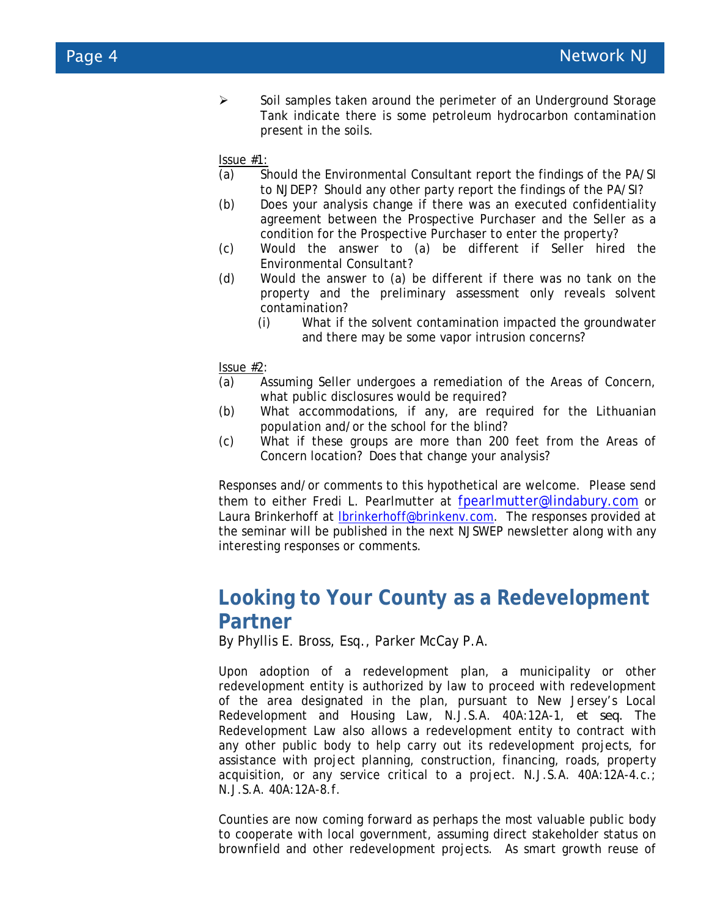- Soil samples taken around the perimeter of an Underground Storage Tank indicate there is some petroleum hydrocarbon contamination present in the soils.

Issue #1:

(a) Should the Environmental Consultant report the findings of the PA/SI to NJDEP? Should any other party report the findings of the PA/SI?

(b) Does your analysis change if there was an executed confidentiality agreement between the Prospective Purchaser and the Seller as a condition for the Prospective Purchaser to enter the property?

(c) Would the answer to (a) be different if Seller hired the Environmental Consultant?

(d) Would the answer to (a) be different if there was no tank on the property and the preliminary assessment only reveals solvent contamination?

  (i) What if the solvent contamination impacted the groundwater and there may be some vapor intrusion concerns?

Issue #2:

(a) Assuming Seller undergoes a remediation of the Areas of Concern, what public disclosures would be required?

(b) What accommodations, if any, are required for the Lithuanian population and/or the school for the blind?

(c) What if these groups are more than 200 feet from the Areas of Concern location? Does that change your analysis?

Responses and/or comments to this hypothetical are welcome. Please send them to either Fredi L. Pearlmutter at fpearlmutter@lindabury.com or Laura Brinkerhoff at lbrinkerhoff@brinkenv.com. The responses provided at the seminar will be published in the next NJSWEP newsletter along with any interesting responses or comments.

## Looking to Your County as a Redevelopment Partner

By Phyllis E. Bross, Esq., Parker McCay P.A.

Upon adoption of a redevelopment plan, a municipality or other redevelopment entity is authorized by law to proceed with redevelopment of the area designated in the plan, pursuant to New Jersey's Local Redevelopment and Housing Law, N.J.S.A. 40A:12A-1, *et seq*. The Redevelopment Law also allows a redevelopment entity to contract with any other public body to help carry out its redevelopment projects, for assistance with project planning, construction, financing, roads, property acquisition, or any service critical to a project. N.J.S.A. 40A:12A-4.c.; N.J.S.A. 40A:12A-8.f.

Counties are now coming forward as perhaps the most valuable public body to cooperate with local government, assuming direct stakeholder status on brownfield and other redevelopment projects. As smart growth reuse of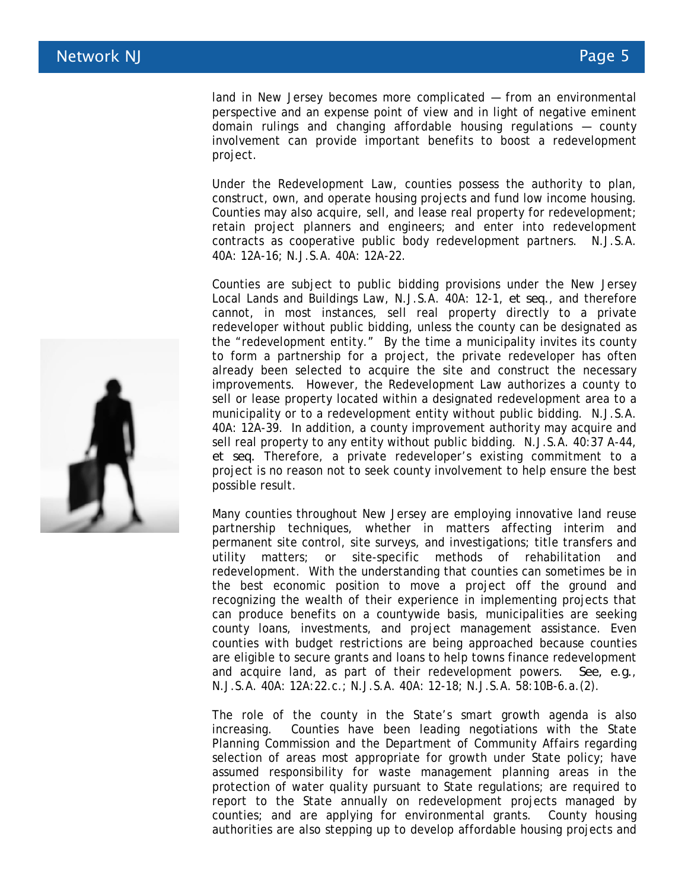land in New Jersey becomes more complicated — from an environmental perspective and an expense point of view and in light of negative eminent domain rulings and changing affordable housing regulations — county involvement can provide important benefits to boost a redevelopment project.

Under the Redevelopment Law, counties possess the authority to plan, construct, own, and operate housing projects and fund low income housing. Counties may also acquire, sell, and lease real property for redevelopment; retain project planners and engineers; and enter into redevelopment contracts as cooperative public body redevelopment partners. N.J.S.A. 40A: 12A-16; N.J.S.A. 40A: 12A-22.

Counties are subject to public bidding provisions under the New Jersey Local Lands and Buildings Law, N.J.S.A. 40A: 12-1, *et seq.*, and therefore cannot, in most instances, sell real property directly to a private redeveloper without public bidding, unless the county can be designated as the "redevelopment entity." By the time a municipality invites its county to form a partnership for a project, the private redeveloper has often already been selected to acquire the site and construct the necessary improvements. However, the Redevelopment Law authorizes a county to sell or lease property located within a designated redevelopment area to a municipality or to a redevelopment entity without public bidding. N.J.S.A. 40A: 12A-39. In addition, a county improvement authority may acquire and sell real property to any entity without public bidding. N.J.S.A. 40:37 A-44, *et seq*. Therefore, a private redeveloper's existing commitment to a project is no reason not to seek county involvement to help ensure the best possible result.

Many counties throughout New Jersey are employing innovative land reuse partnership techniques, whether in matters affecting interim and permanent site control, site surveys, and investigations; title transfers and utility matters; or site-specific methods of rehabilitation and redevelopment. With the understanding that counties can sometimes be in the best economic position to move a project off the ground and recognizing the wealth of their experience in implementing projects that can produce benefits on a countywide basis, municipalities are seeking county loans, investments, and project management assistance. Even counties with budget restrictions are being approached because counties are eligible to secure grants and loans to help towns finance redevelopment and acquire land, as part of their redevelopment powers. *See, e.g.*, N.J.S.A. 40A: 12A:22.c.; N.J.S.A. 40A: 12-18; N.J.S.A. 58:10B-6.a.(2).

The role of the county in the State's smart growth agenda is also increasing. Counties have been leading negotiations with the State Planning Commission and the Department of Community Affairs regarding selection of areas most appropriate for growth under State policy; have assumed responsibility for waste management planning areas in the protection of water quality pursuant to State regulations; are required to report to the State annually on redevelopment projects managed by counties; and are applying for environmental grants. County housing authorities are also stepping up to develop affordable housing projects and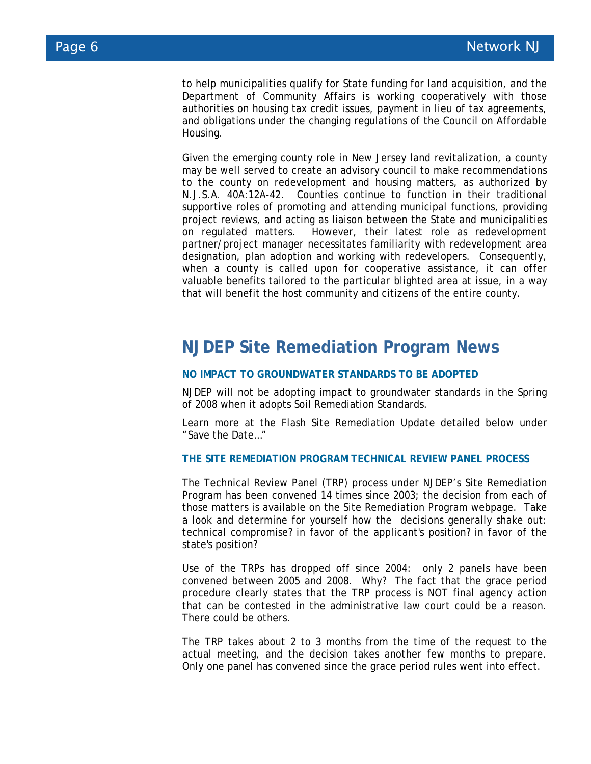to help municipalities qualify for State funding for land acquisition, and the Department of Community Affairs is working cooperatively with those authorities on housing tax credit issues, payment in lieu of tax agreements, and obligations under the changing regulations of the Council on Affordable Housing.

Given the emerging county role in New Jersey land revitalization, a county may be well served to create an advisory council to make recommendations to the county on redevelopment and housing matters, as authorized by N.J.S.A. 40A:12A-42. Counties continue to function in their traditional supportive roles of promoting and attending municipal functions, providing project reviews, and acting as liaison between the State and municipalities on regulated matters. However, their latest role as redevelopment partner/project manager necessitates familiarity with redevelopment area designation, plan adoption and working with redevelopers. Consequently, when a county is called upon for cooperative assistance, it can offer valuable benefits tailored to the particular blighted area at issue, in a way that will benefit the host community and citizens of the entire county.

## NJDEP Site Remediation Program News

### NO IMPACT TO GROUNDWATER STANDARDS TO BE ADOPTED

NJDEP will not be adopting impact to groundwater standards in the Spring of 2008 when it adopts Soil Remediation Standards.

Learn more at the Flash Site Remediation Update detailed below under "Save the Date…"

### THE SITE REMEDIATION PROGRAM TECHNICAL REVIEW PANEL PROCESS

The Technical Review Panel (TRP) process under NJDEP's Site Remediation Program has been convened 14 times since 2003; the decision from each of those matters is available on the Site Remediation Program webpage. Take a look and determine for yourself how the decisions generally shake out: technical compromise? in favor of the applicant's position? in favor of the state's position?

Use of the TRPs has dropped off since 2004: only 2 panels have been convened between 2005 and 2008. Why? The fact that the grace period procedure clearly states that the TRP process is NOT final agency action that can be contested in the administrative law court could be a reason. There could be others.

The TRP takes about 2 to 3 months from the time of the request to the actual meeting, and the decision takes another few months to prepare. Only one panel has convened since the grace period rules went into effect.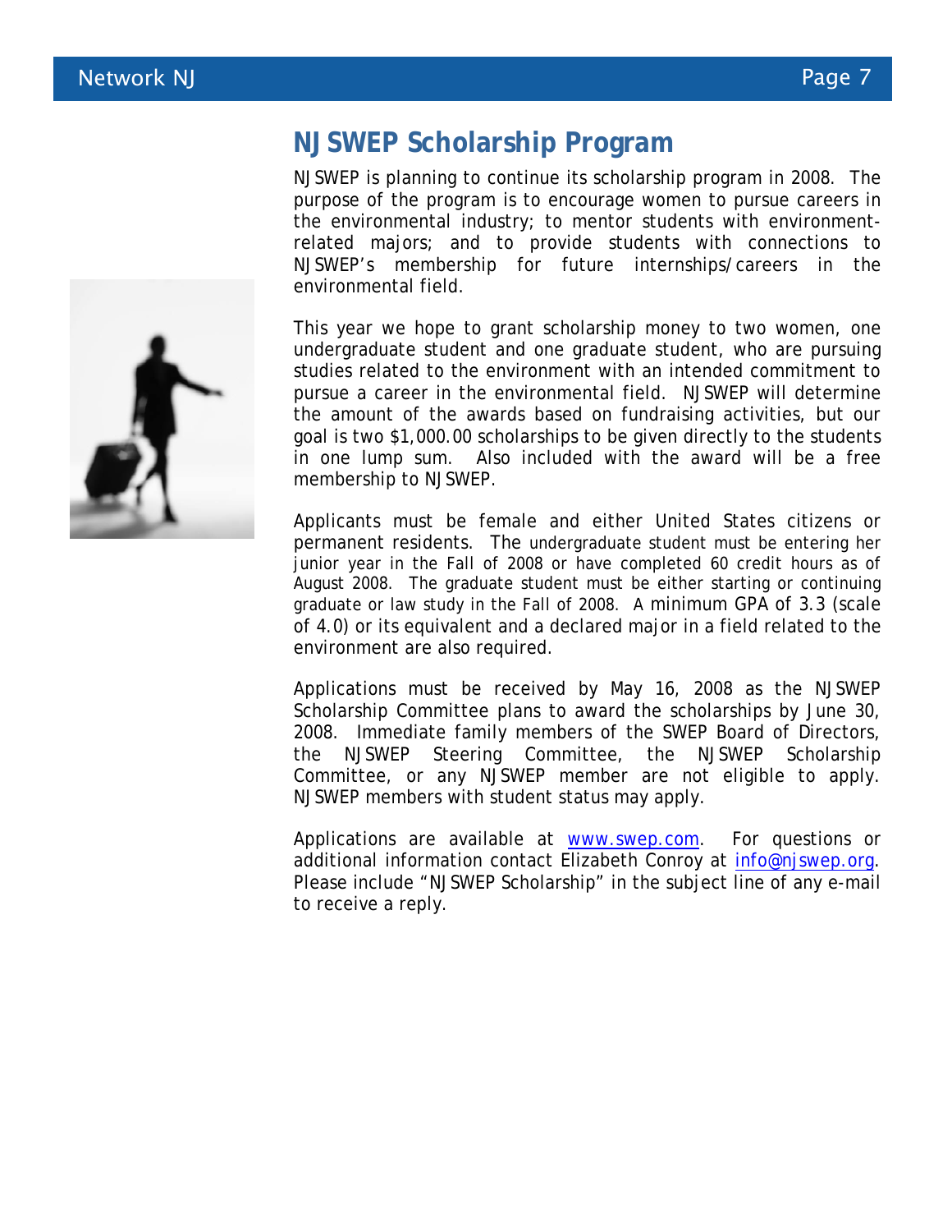## NJSWEP Scholarship Program

NJSWEP is planning to continue its scholarship program in 2008. The purpose of the program is to encourage women to pursue careers in the environmental industry; to mentor students with environment-related majors; and to provide students with connections to NJSWEP's membership for future internships/careers in the environmental field.

This year we hope to grant scholarship money to two women, one undergraduate student and one graduate student, who are pursuing studies related to the environment with an intended commitment to pursue a career in the environmental field. NJSWEP will determine the amount of the awards based on fundraising activities, but our goal is two $1,000.00 scholarships to be given directly to the students in one lump sum. Also included with the award will be a free membership to NJSWEP.

Applicants must be female and either United States citizens or permanent residents. The undergraduate student must be entering her junior year in the Fall of 2008 or have completed 60 credit hours as of August 2008. The graduate student must be either starting or continuing graduate or law study in the Fall of 2008. A minimum GPA of 3.3 (scale of 4.0) or its equivalent and a declared major in a field related to the environment are also required.

Applications must be received by May 16, 2008 as the NJSWEP Scholarship Committee plans to award the scholarships by June 30, 2008. Immediate family members of the SWEP Board of Directors, the NJSWEP Steering Committee, the NJSWEP Scholarship Committee, or any NJSWEP member are not eligible to apply. NJSWEP members with student status may apply.

Applications are available at [www.swep.com](http://www.swep.com). For questions or additional information contact Elizabeth Conroy at [info@njswep.org](mailto:info@njswep.org). Please include "NJSWEP Scholarship" in the subject line of any e-mail to receive a reply.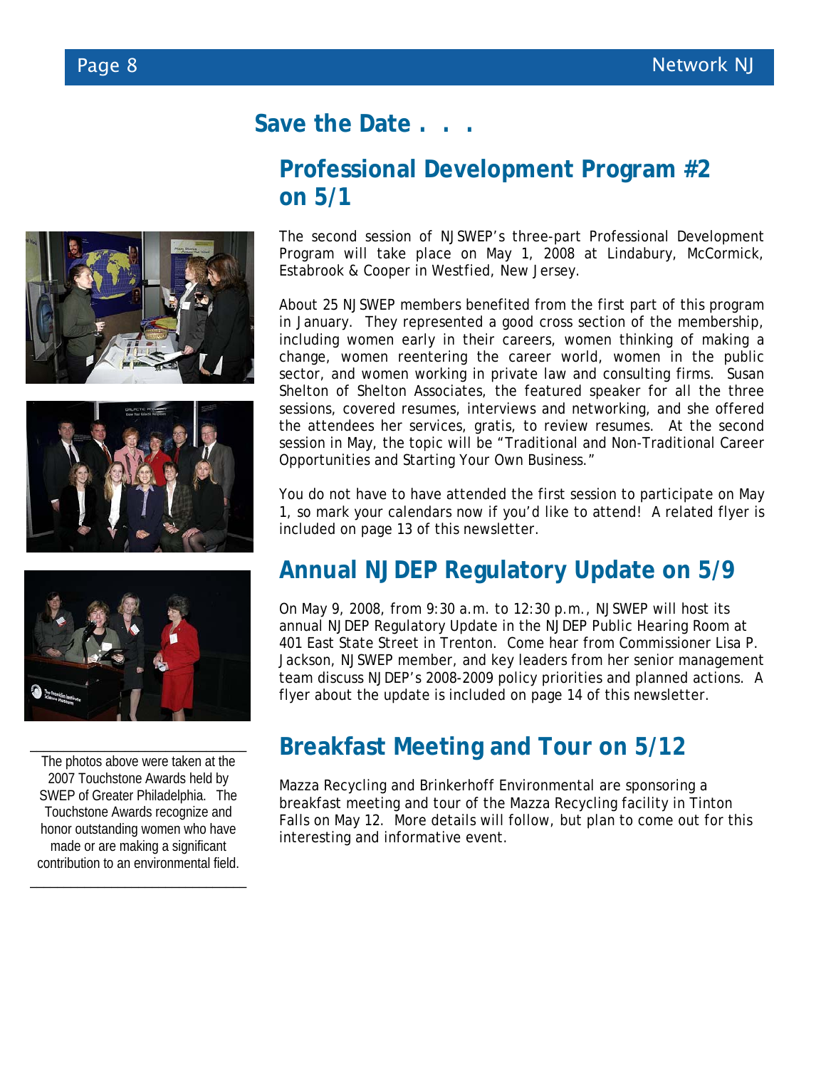## Save the Date . . .

### Professional Development Program #2 on 5/1

The second session of NJSWEP's three-part Professional Development Program will take place on May 1, 2008 at Lindabury, McCormick, Estabrook & Cooper in Westfied, New Jersey.

About 25 NJSWEP members benefited from the first part of this program in January. They represented a good cross section of the membership, including women early in their careers, women thinking of making a change, women reentering the career world, women in the public sector, and women working in private law and consulting firms. Susan Shelton of Shelton Associates, the featured speaker for all the three sessions, covered resumes, interviews and networking, and she offered the attendees her services, gratis, to review resumes. At the second session in May, the topic will be "Traditional and Non-Traditional Career Opportunities and Starting Your Own Business."

You do not have to have attended the first session to participate on May 1, so mark your calendars now if you'd like to attend! A related flyer is included on page 13 of this newsletter.

### Annual NJDEP Regulatory Update on 5/9

On May 9, 2008, from 9:30 a.m. to 12:30 p.m., NJSWEP will host its annual NJDEP Regulatory Update in the NJDEP Public Hearing Room at 401 East State Street in Trenton. Come hear from Commissioner Lisa P. Jackson, NJSWEP member, and key leaders from her senior management team discuss NJDEP's 2008-2009 policy priorities and planned actions. A flyer about the update is included on page 14 of this newsletter.

### Breakfast Meeting and Tour on 5/12

Mazza Recycling and Brinkerhoff Environmental are sponsoring a breakfast meeting and tour of the Mazza Recycling facility in Tinton Falls on May 12. More details will follow, but plan to come out for this interesting and informative event.

---

The photos above were taken at the 2007 Touchstone Awards held by SWEP of Greater Philadelphia. The Touchstone Awards recognize and honor outstanding women who have made or are making a significant contribution to an environmental field.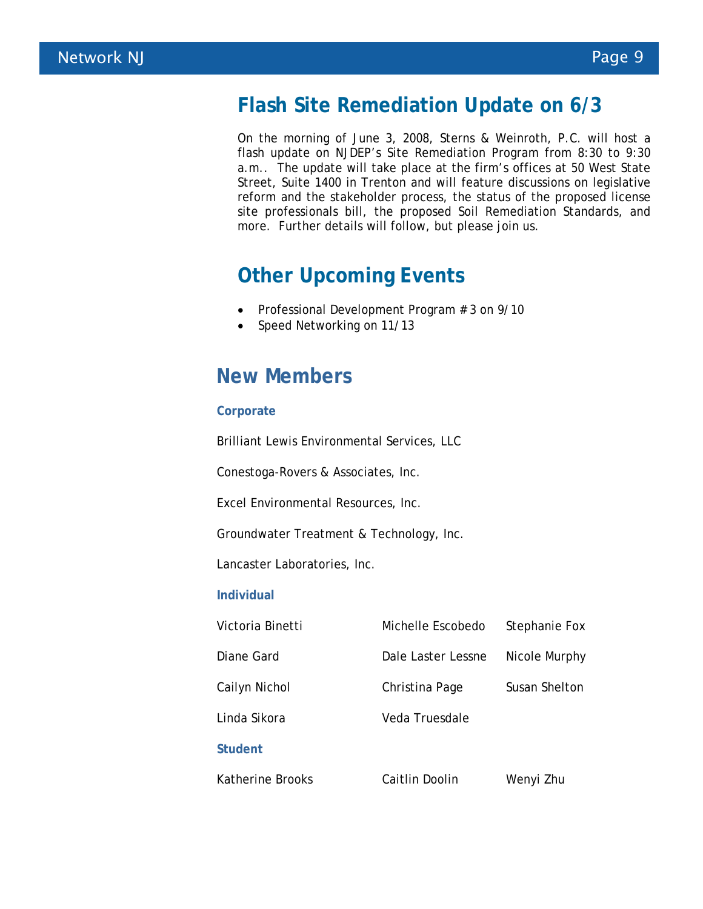## Flash Site Remediation Update on 6/3

On the morning of June 3, 2008, Sterns & Weinroth, P.C. will host a flash update on NJDEP's Site Remediation Program from 8:30 to 9:30 a.m.. The update will take place at the firm's offices at 50 West State Street, Suite 1400 in Trenton and will feature discussions on legislative reform and the stakeholder process, the status of the proposed license site professionals bill, the proposed Soil Remediation Standards, and more. Further details will follow, but please join us.

## Other Upcoming Events

- Professional Development Program # 3 on 9/10
- Speed Networking on 11/13

## New Members

### Corporate

Brilliant Lewis Environmental Services, LLC

Conestoga-Rovers & Associates, Inc.

Excel Environmental Resources, Inc.

Groundwater Treatment & Technology, Inc.

Lancaster Laboratories, Inc.

### Individual

| | | |
|---|---|---|
| Victoria Binetti | Michelle Escobedo | Stephanie Fox |
| Diane Gard | Dale Laster Lessne | Nicole Murphy |
| Cailyn Nichol | Christina Page | Susan Shelton |
| Linda Sikora | Veda Truesdale | |

### Student

| | | |
|---|---|---|
| Katherine Brooks | Caitlin Doolin | Wenyi Zhu |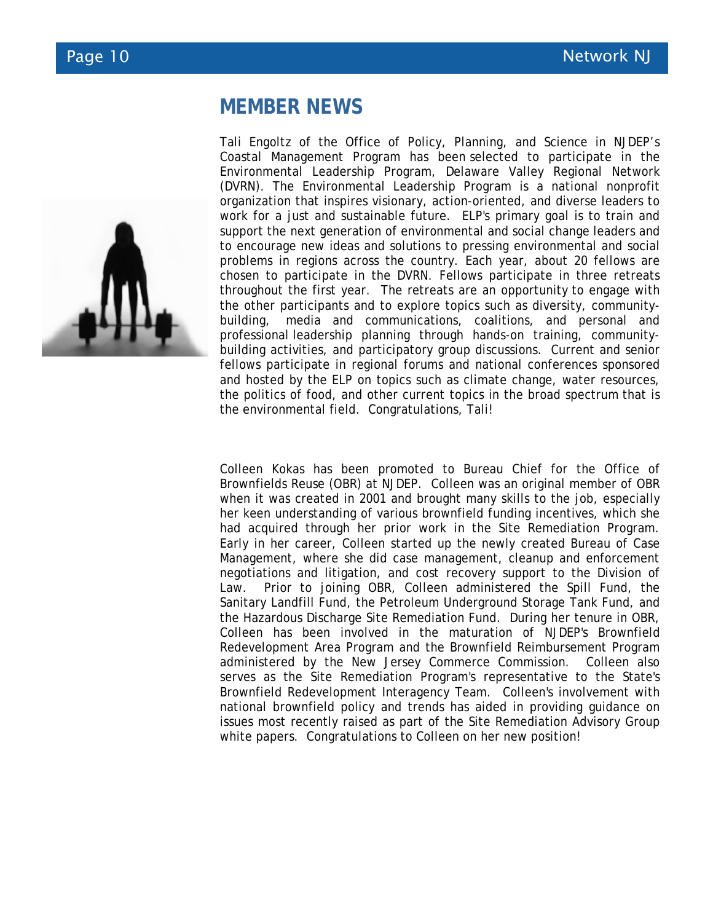## MEMBER NEWS

Tali Engoltz of the Office of Policy, Planning, and Science in NJDEP's Coastal Management Program has been selected to participate in the Environmental Leadership Program, Delaware Valley Regional Network (DVRN). The Environmental Leadership Program is a national nonprofit organization that inspires visionary, action-oriented, and diverse leaders to work for a just and sustainable future. ELP's primary goal is to train and support the next generation of environmental and social change leaders and to encourage new ideas and solutions to pressing environmental and social problems in regions across the country. Each year, about 20 fellows are chosen to participate in the DVRN. Fellows participate in three retreats throughout the first year. The retreats are an opportunity to engage with the other participants and to explore topics such as diversity, community-building, media and communications, coalitions, and personal and professional leadership planning through hands-on training, community-building activities, and participatory group discussions. Current and senior fellows participate in regional forums and national conferences sponsored and hosted by the ELP on topics such as climate change, water resources, the politics of food, and other current topics in the broad spectrum that is the environmental field. Congratulations, Tali!

Colleen Kokas has been promoted to Bureau Chief for the Office of Brownfields Reuse (OBR) at NJDEP. Colleen was an original member of OBR when it was created in 2001 and brought many skills to the job, especially her keen understanding of various brownfield funding incentives, which she had acquired through her prior work in the Site Remediation Program. Early in her career, Colleen started up the newly created Bureau of Case Management, where she did case management, cleanup and enforcement negotiations and litigation, and cost recovery support to the Division of Law. Prior to joining OBR, Colleen administered the Spill Fund, the Sanitary Landfill Fund, the Petroleum Underground Storage Tank Fund, and the Hazardous Discharge Site Remediation Fund. During her tenure in OBR, Colleen has been involved in the maturation of NJDEP's Brownfield Redevelopment Area Program and the Brownfield Reimbursement Program administered by the New Jersey Commerce Commission. Colleen also serves as the Site Remediation Program's representative to the State's Brownfield Redevelopment Interagency Team. Colleen's involvement with national brownfield policy and trends has aided in providing guidance on issues most recently raised as part of the Site Remediation Advisory Group white papers. Congratulations to Colleen on her new position!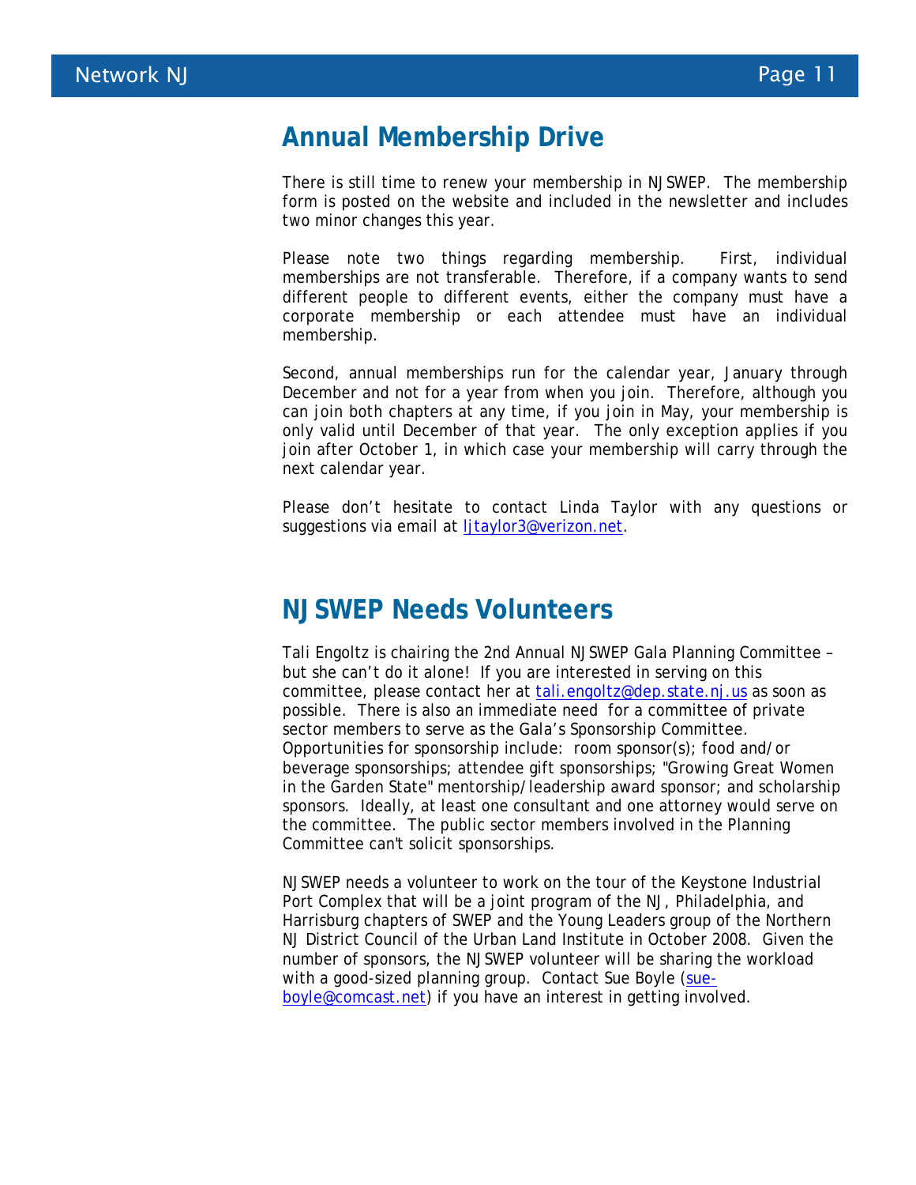## Annual Membership Drive

There is still time to renew your membership in NJSWEP. The membership form is posted on the website and included in the newsletter and includes two minor changes this year.

Please note two things regarding membership. First, individual memberships are not transferable. Therefore, if a company wants to send different people to different events, either the company must have a corporate membership or each attendee must have an individual membership.

Second, annual memberships run for the calendar year, January through December and not for a year from when you join. Therefore, although you can join both chapters at any time, if you join in May, your membership is only valid until December of that year. The only exception applies if you join after October 1, in which case your membership will carry through the next calendar year.

Please don't hesitate to contact Linda Taylor with any questions or suggestions via email at ljtaylor3@verizon.net.

## NJSWEP Needs Volunteers

Tali Engoltz is chairing the 2nd Annual NJSWEP Gala Planning Committee – but she can't do it alone! If you are interested in serving on this committee, please contact her at tali.engoltz@dep.state.nj.us as soon as possible. There is also an immediate need for a committee of private sector members to serve as the Gala's Sponsorship Committee. Opportunities for sponsorship include: room sponsor(s); food and/or beverage sponsorships; attendee gift sponsorships; "Growing Great Women in the Garden State" mentorship/leadership award sponsor; and scholarship sponsors. Ideally, at least one consultant and one attorney would serve on the committee. The public sector members involved in the Planning Committee can't solicit sponsorships.

NJSWEP needs a volunteer to work on the tour of the Keystone Industrial Port Complex that will be a joint program of the NJ, Philadelphia, and Harrisburg chapters of SWEP and the Young Leaders group of the Northern NJ District Council of the Urban Land Institute in October 2008. Given the number of sponsors, the NJSWEP volunteer will be sharing the workload with a good-sized planning group. Contact Sue Boyle (sue-boyle@comcast.net) if you have an interest in getting involved.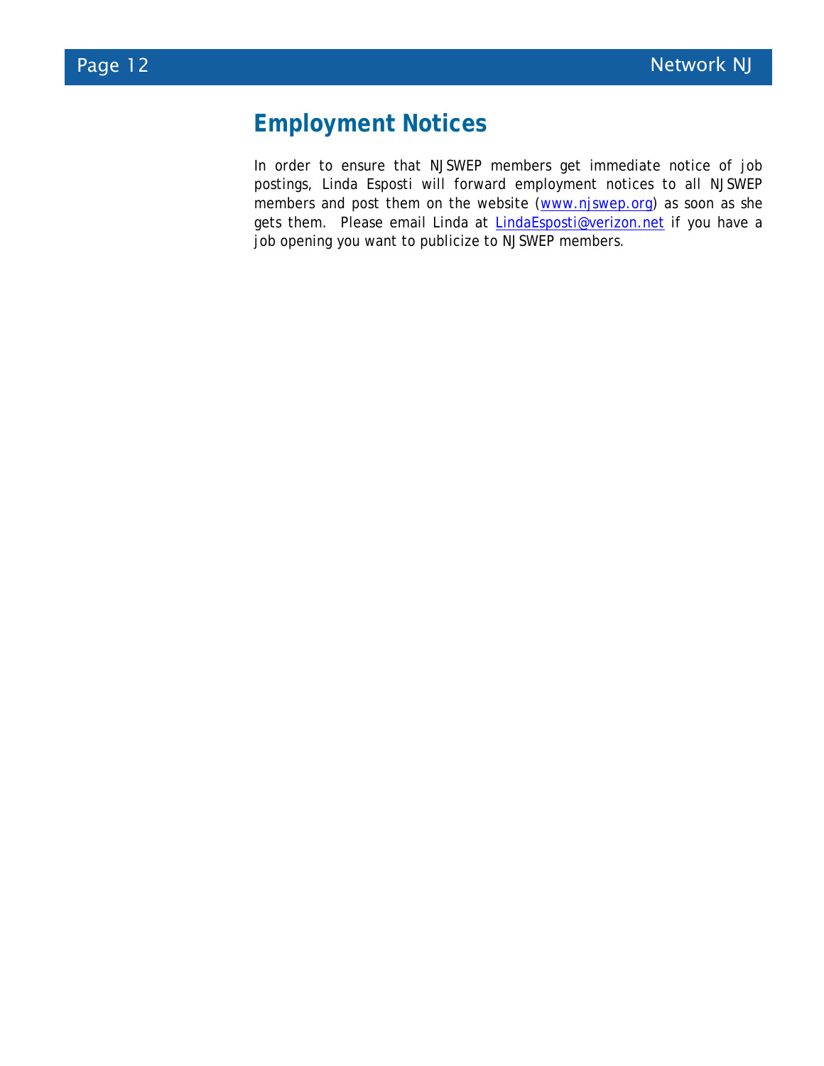## Employment Notices

In order to ensure that NJSWEP members get immediate notice of job postings, Linda Esposti will forward employment notices to all NJSWEP members and post them on the website (www.njswep.org) as soon as she gets them. Please email Linda at LindaEsposti@verizon.net if you have a job opening you want to publicize to NJSWEP members.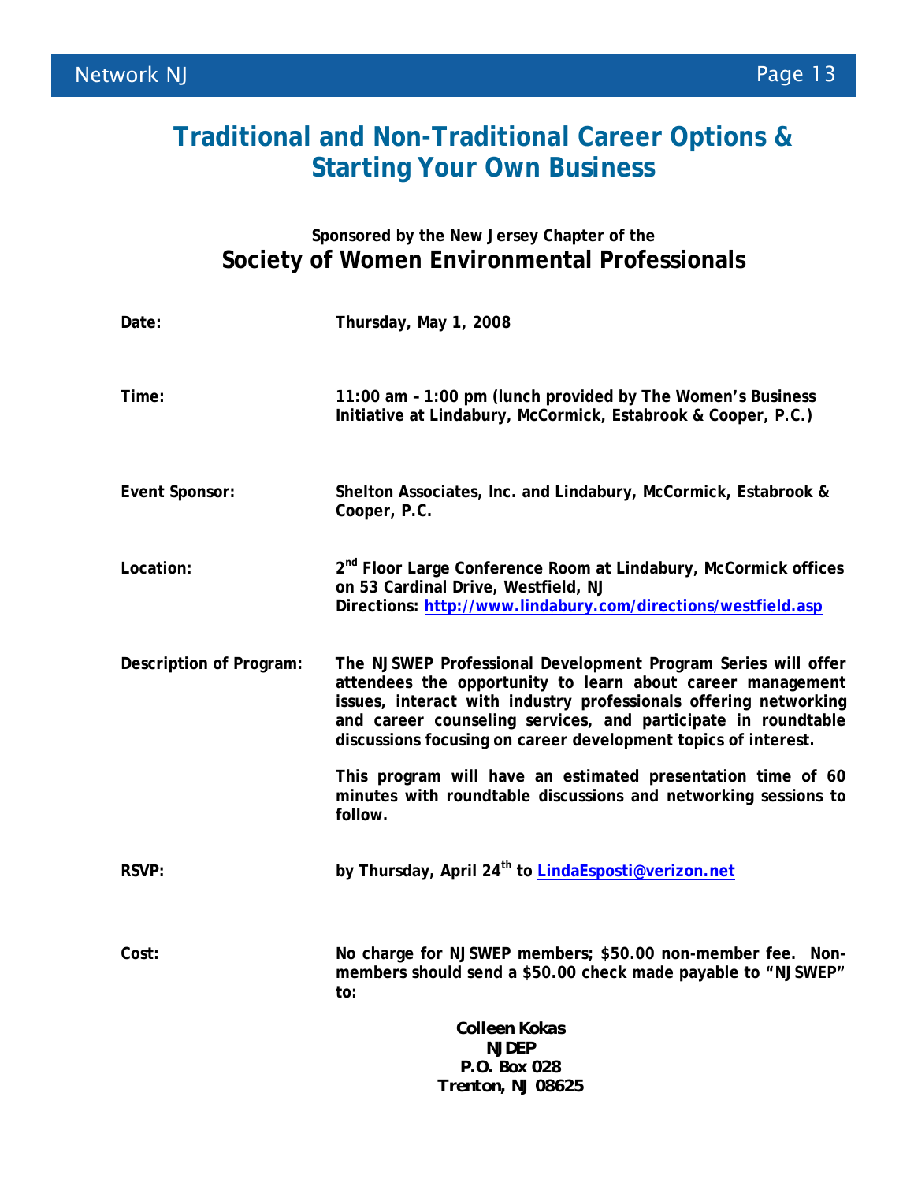# Traditional and Non-Traditional Career Options & Starting Your Own Business

**Sponsored by the New Jersey Chapter of the**

## Society of Women Environmental Professionals

**Date:** Thursday, May 1, 2008

**Time:** 11:00 am – 1:00 pm (lunch provided by The Women's Business Initiative at Lindabury, McCormick, Estabrook & Cooper, P.C.)

**Event Sponsor:** Shelton Associates, Inc. and Lindabury, McCormick, Estabrook & Cooper, P.C.

**Location:** 2nd Floor Large Conference Room at Lindabury, McCormick offices on 53 Cardinal Drive, Westfield, NJ
Directions: http://www.lindabury.com/directions/westfield.asp

**Description of Program:** The NJSWEP Professional Development Program Series will offer attendees the opportunity to learn about career management issues, interact with industry professionals offering networking and career counseling services, and participate in roundtable discussions focusing on career development topics of interest.

This program will have an estimated presentation time of 60 minutes with roundtable discussions and networking sessions to follow.

**RSVP:** by Thursday, April 24th to LindaEsposti@verizon.net

**Cost:** No charge for NJSWEP members; $50.00 non-member fee. Non-members should send a $50.00 check made payable to "NJSWEP" to:

**Colleen Kokas**
**NJDEP**
**P.O. Box 028**
**Trenton, NJ 08625**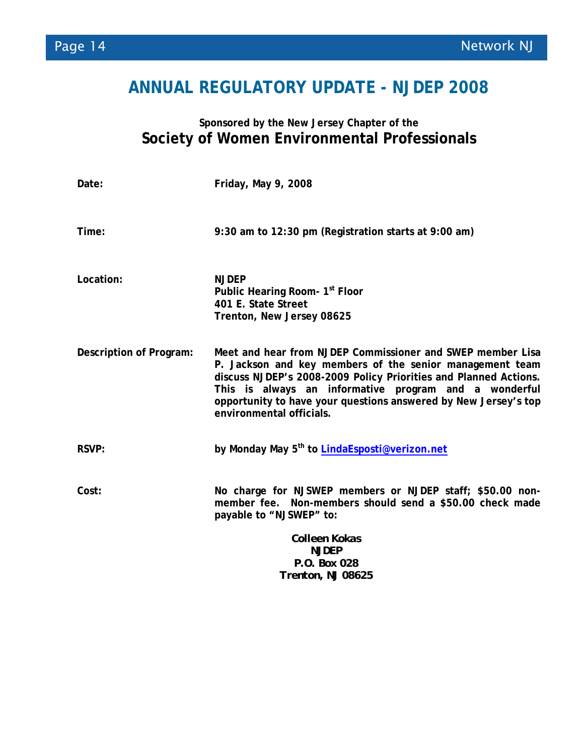# ANNUAL REGULATORY UPDATE - NJDEP 2008

**Sponsored by the New Jersey Chapter of the**

## Society of Women Environmental Professionals

**Date:** Friday, May 9, 2008

**Time:** 9:30 am to 12:30 pm (Registration starts at 9:00 am)

**Location:**
NJDEP
Public Hearing Room- 1st Floor
401 E. State Street
Trenton, New Jersey 08625

**Description of Program:** Meet and hear from NJDEP Commissioner and SWEP member Lisa P. Jackson and key members of the senior management team discuss NJDEP's 2008-2009 Policy Priorities and Planned Actions. This is always an informative program and a wonderful opportunity to have your questions answered by New Jersey's top environmental officials.

**RSVP:** by Monday May 5th to LindaEsposti@verizon.net

**Cost:** No charge for NJSWEP members or NJDEP staff; $50.00 non-member fee. Non-members should send a $50.00 check made payable to "NJSWEP" to:

**Colleen Kokas**
**NJDEP**
**P.O. Box 028**
**Trenton, NJ 08625**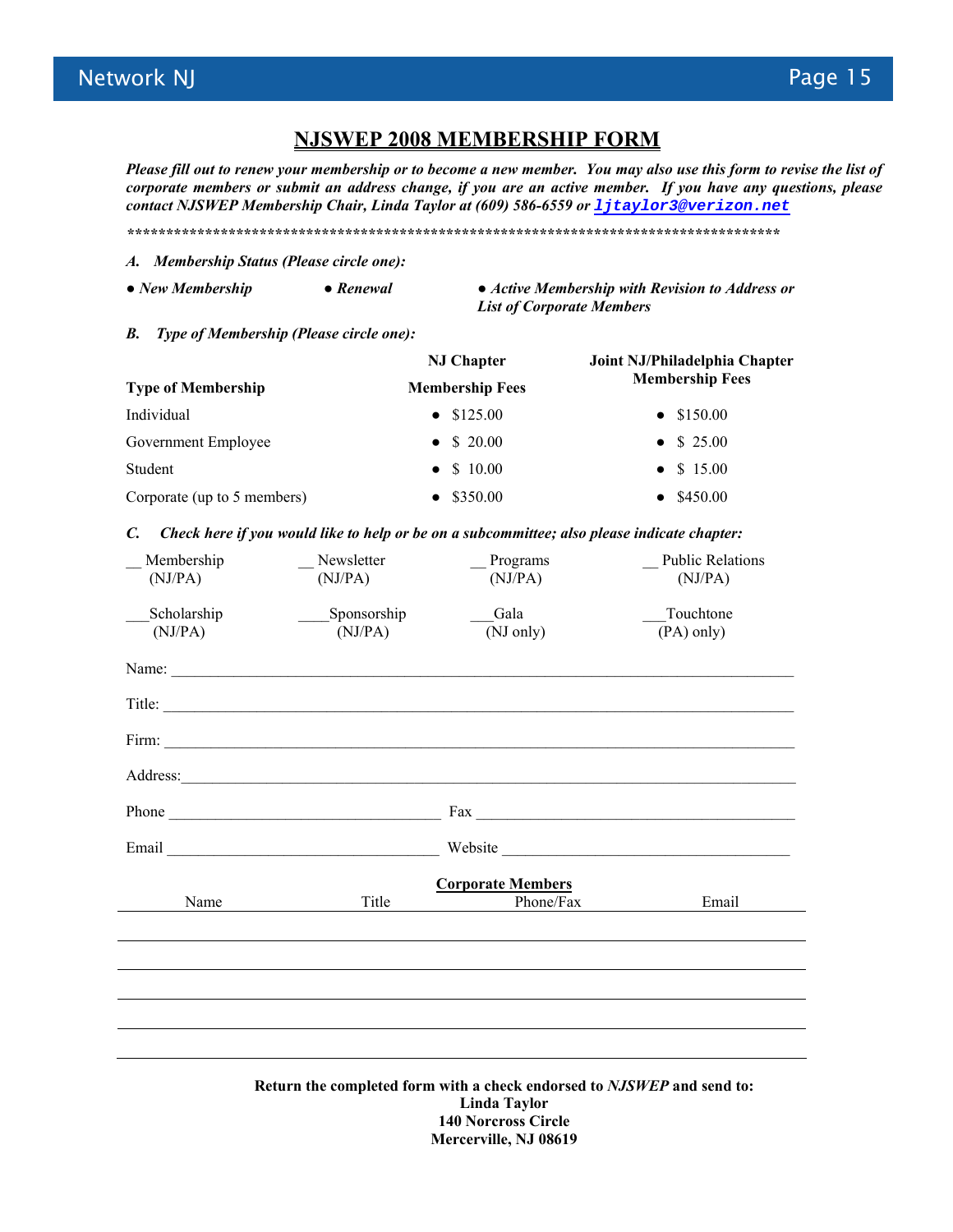# NJSWEP 2008 MEMBERSHIP FORM

***Please fill out to renew your membership or to become a new member. You may also use this form to revise the list of corporate members or submit an address change, if you are an active member. If you have any questions, please contact NJSWEP Membership Chair, Linda Taylor at (609) 586-6559 or ljtaylor3@verizon.net***

************************************************************************************************

***A. Membership Status (Please circle one):***

***● New Membership*** ***● Renewal*** ***● Active Membership with Revision to Address or List of Corporate Members***

***B. Type of Membership (Please circle one):***

| Type of Membership | NJ Chapter Membership Fees | Joint NJ/Philadelphia Chapter Membership Fees |
|---|---|---|
| Individual | ● $125.00 | ● $150.00 |
| Government Employee | ● $ 20.00 | ● $ 25.00 |
| Student | ● $ 10.00 | ● $ 15.00 |
| Corporate (up to 5 members) | ● $350.00 | ● $450.00 |

***C. Check here if you would like to help or be on a subcommittee; also please indicate chapter:***

__ Membership (NJ/PA) __ Newsletter (NJ/PA) __ Programs (NJ/PA) __ Public Relations (NJ/PA)

___Scholarship (NJ/PA) ____Sponsorship (NJ/PA) ___Gala (NJ only) ___Touchtone (PA) only)

Name: ______________________________________________________________________________

Title: ______________________________________________________________________________

Firm: ______________________________________________________________________________

Address:____________________________________________________________________________

Phone __________________________________ Fax ________________________________________

Email __________________________________ Website _____________________________________

**Corporate Members**

| Name | Title | Phone/Fax | Email |
|---|---|---|---|
| | | | |
| | | | |
| | | | |
| | | | |
| | | | |

**Return the completed form with a check endorsed to *NJSWEP* and send to:**
**Linda Taylor**
**140 Norcross Circle**
**Mercerville, NJ 08619**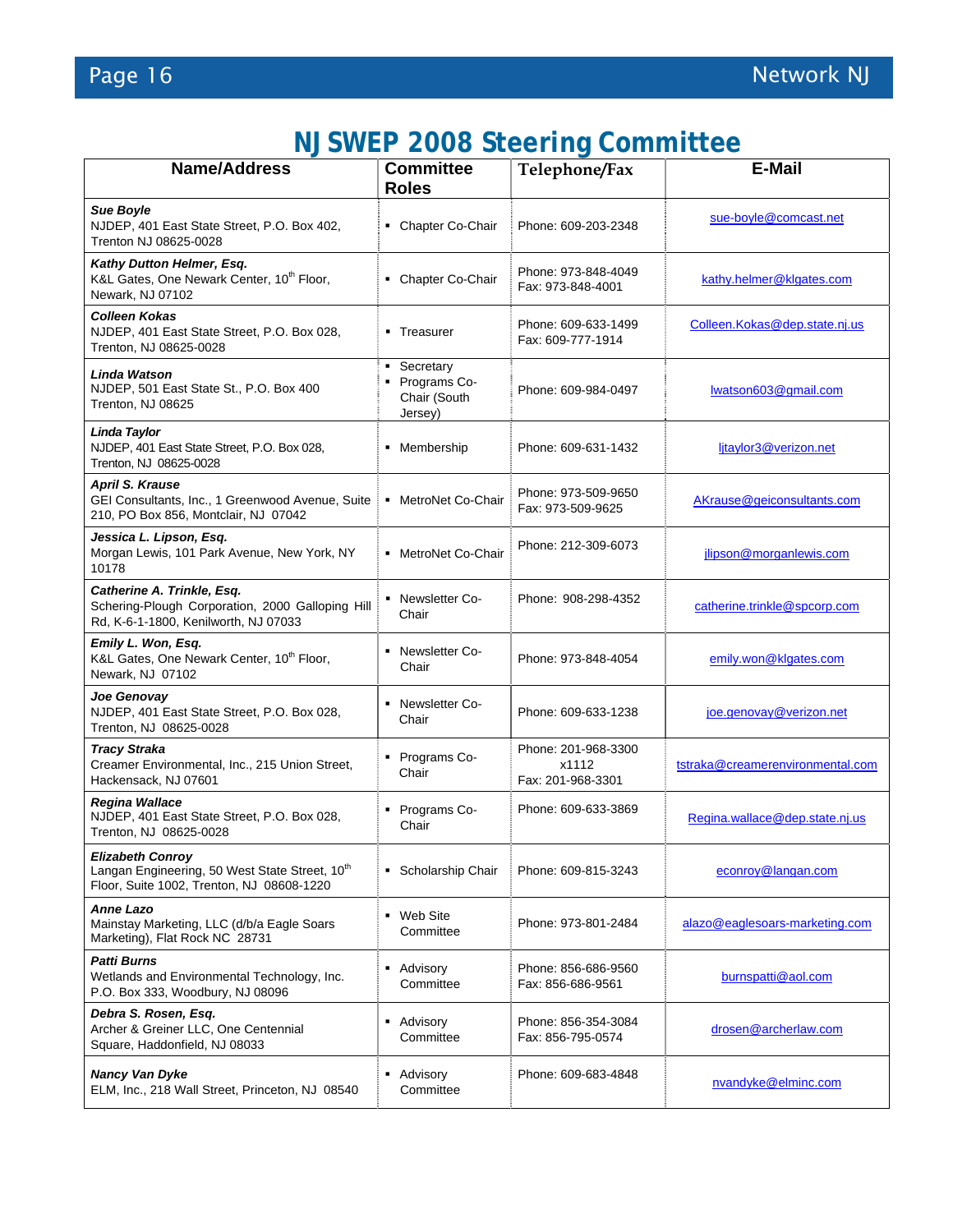# NJ SWEP 2008 Steering Committee

| Name/Address | Committee Roles | Telephone/Fax | E-Mail |
|---|---|---|---|
| ***Sue Boyle***<br>NJDEP, 401 East State Street, P.O. Box 402, Trenton NJ 08625-0028 | ▪ Chapter Co-Chair | Phone: 609-203-2348 | sue-boyle@comcast.net |
| ***Kathy Dutton Helmer, Esq.***<br>K&L Gates, One Newark Center, 10th Floor, Newark, NJ 07102 | ▪ Chapter Co-Chair | Phone: 973-848-4049<br>Fax: 973-848-4001 | kathy.helmer@klgates.com |
| ***Colleen Kokas***<br>NJDEP, 401 East State Street, P.O. Box 028, Trenton, NJ 08625-0028 | ▪ Treasurer | Phone: 609-633-1499<br>Fax: 609-777-1914 | Colleen.Kokas@dep.state.nj.us |
| ***Linda Watson***<br>NJDEP, 501 East State St., P.O. Box 400 Trenton, NJ 08625 | ▪ Secretary<br>▪ Programs Co-Chair (South Jersey) | Phone: 609-984-0497 | lwatson603@gmail.com |
| ***Linda Taylor***<br>NJDEP, 401 East State Street, P.O. Box 028, Trenton, NJ 08625-0028 | ▪ Membership | Phone: 609-631-1432 | ljtaylor3@verizon.net |
| ***April S. Krause***<br>GEI Consultants, Inc., 1 Greenwood Avenue, Suite 210, PO Box 856, Montclair, NJ 07042 | ▪ MetroNet Co-Chair | Phone: 973-509-9650<br>Fax: 973-509-9625 | AKrause@geiconsultants.com |
| ***Jessica L. Lipson, Esq.***<br>Morgan Lewis, 101 Park Avenue, New York, NY 10178 | ▪ MetroNet Co-Chair | Phone: 212-309-6073 | jlipson@morganlewis.com |
| ***Catherine A. Trinkle, Esq.***<br>Schering-Plough Corporation, 2000 Galloping Hill Rd, K-6-1-1800, Kenilworth, NJ 07033 | ▪ Newsletter Co-Chair | Phone: 908-298-4352 | catherine.trinkle@spcorp.com |
| ***Emily L. Won, Esq.***<br>K&L Gates, One Newark Center, 10th Floor, Newark, NJ 07102 | ▪ Newsletter Co-Chair | Phone: 973-848-4054 | emily.won@klgates.com |
| ***Joe Genovay***<br>NJDEP, 401 East State Street, P.O. Box 028, Trenton, NJ 08625-0028 | ▪ Newsletter Co-Chair | Phone: 609-633-1238 | joe.genovay@verizon.net |
| ***Tracy Straka***<br>Creamer Environmental, Inc., 215 Union Street, Hackensack, NJ 07601 | ▪ Programs Co-Chair | Phone: 201-968-3300 x1112<br>Fax: 201-968-3301 | tstraka@creamerenvironmental.com |
| ***Regina Wallace***<br>NJDEP, 401 East State Street, P.O. Box 028, Trenton, NJ 08625-0028 | ▪ Programs Co-Chair | Phone: 609-633-3869 | Regina.wallace@dep.state.nj.us |
| ***Elizabeth Conroy***<br>Langan Engineering, 50 West State Street, 10th Floor, Suite 1002, Trenton, NJ 08608-1220 | ▪ Scholarship Chair | Phone: 609-815-3243 | econroy@langan.com |
| ***Anne Lazo***<br>Mainstay Marketing, LLC (d/b/a Eagle Soars Marketing), Flat Rock NC 28731 | ▪ Web Site Committee | Phone: 973-801-2484 | alazo@eaglesoars-marketing.com |
| ***Patti Burns***<br>Wetlands and Environmental Technology, Inc. P.O. Box 333, Woodbury, NJ 08096 | ▪ Advisory Committee | Phone: 856-686-9560<br>Fax: 856-686-9561 | burnspatti@aol.com |
| ***Debra S. Rosen, Esq.***<br>Archer & Greiner LLC, One Centennial Square, Haddonfield, NJ 08033 | ▪ Advisory Committee | Phone: 856-354-3084<br>Fax: 856-795-0574 | drosen@archerlaw.com |
| ***Nancy Van Dyke***<br>ELM, Inc., 218 Wall Street, Princeton, NJ 08540 | ▪ Advisory Committee | Phone: 609-683-4848 | nvandyke@elminc.com |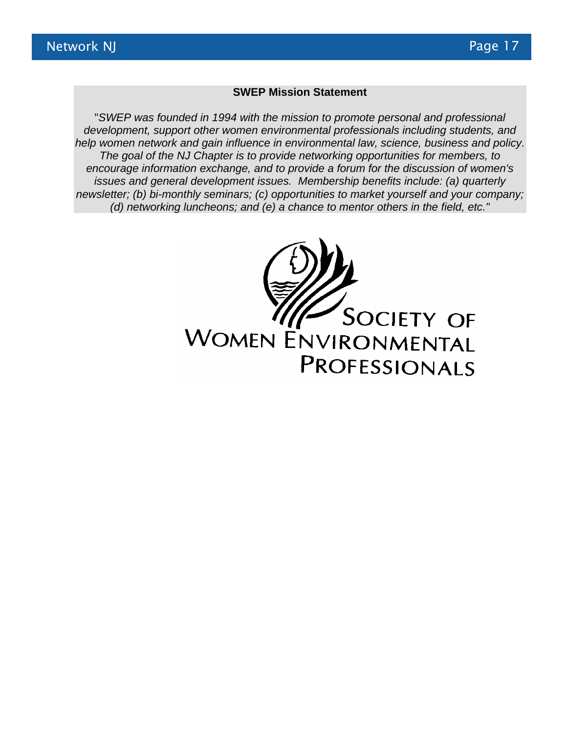**SWEP Mission Statement**

*"SWEP was founded in 1994 with the mission to promote personal and professional development, support other women environmental professionals including students, and help women network and gain influence in environmental law, science, business and policy. The goal of the NJ Chapter is to provide networking opportunities for members, to encourage information exchange, and to provide a forum for the discussion of women's issues and general development issues. Membership benefits include: (a) quarterly newsletter; (b) bi-monthly seminars; (c) opportunities to market yourself and your company; (d) networking luncheons; and (e) a chance to mentor others in the field, etc."*

SOCIETY OF WOMEN ENVIRONMENTAL PROFESSIONALS